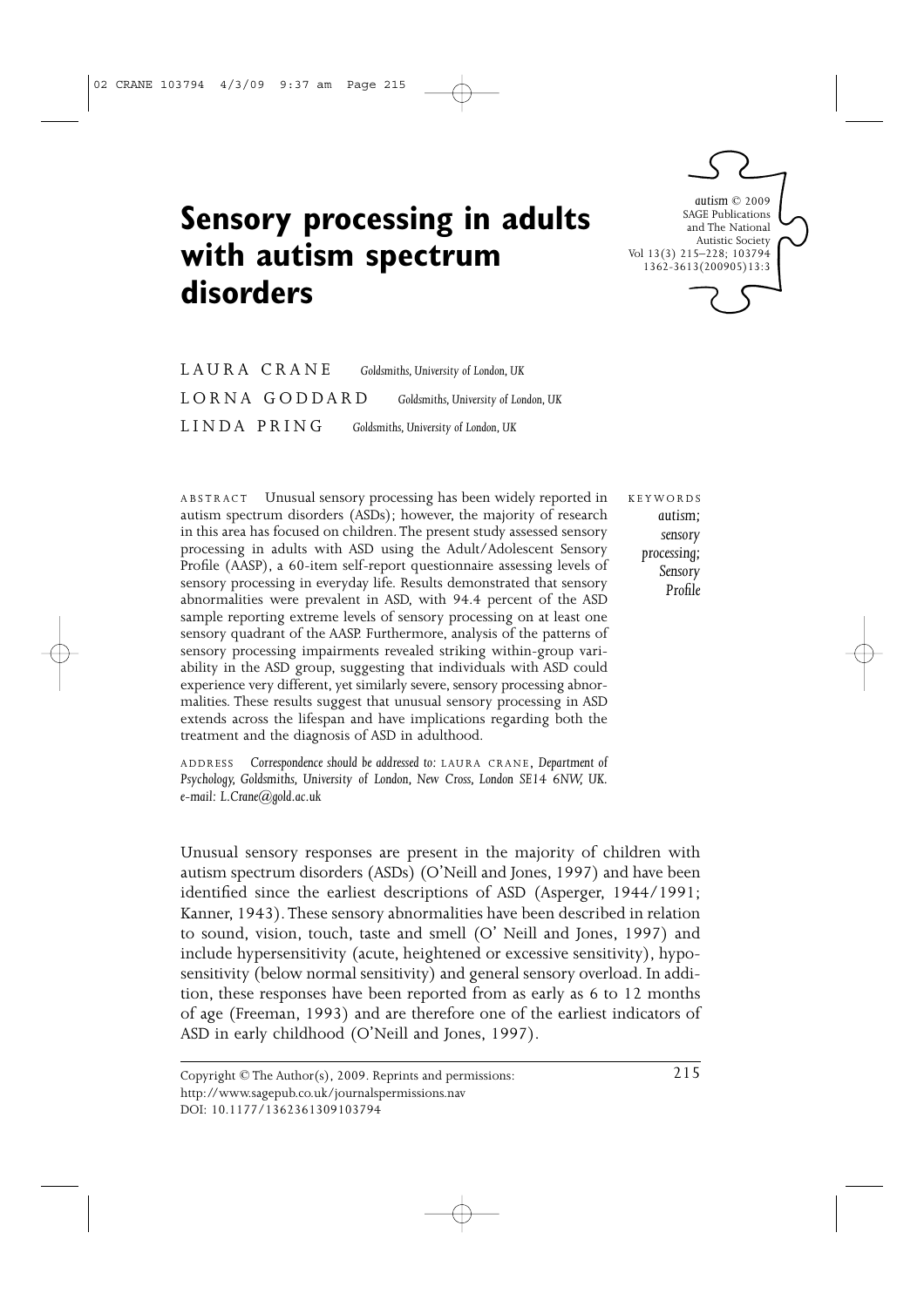# Sensory processing in adults with autism spectrum disorders

LAURA CRANE *Goldsmiths, University of London, UK*

LORNA GODDARD *Goldsmiths, University of London, UK*

LINDA PRING *Goldsmiths, University of London, UK*

ABSTRACT Unusual sensory processing has been widely reported in autism spectrum disorders (ASDs); however, the majority of research in this area has focused on children. The present study assessed sensory processing in adults with ASD using the Adult/Adolescent Sensory Profile (AASP), a 60-item self-report questionnaire assessing levels of sensory processing in everyday life. Results demonstrated that sensory abnormalities were prevalent in ASD, with 94.4 percent of the ASD sample reporting extreme levels of sensory processing on at least one sensory quadrant of the AASP. Furthermore, analysis of the patterns of sensory processing impairments revealed striking within-group variability in the ASD group, suggesting that individuals with ASD could experience very different, yet similarly severe, sensory processing abnormalities. These results suggest that unusual sensory processing in ASD extends across the lifespan and have implications regarding both the treatment and the diagnosis of ASD in adulthood.

KEYWORDS *autism; sensory processing; Sensory Profile*

ADDRESS *Correspondence should be addressed to:* LAURA CRANE, *Department of Psychology, Goldsmiths, University of London, New Cross, London SE14 6NW, UK. e-mail: L.Crane@gold.ac.uk*

Unusual sensory responses are present in the majority of children with autism spectrum disorders (ASDs) (O'Neill and Jones, 1997) and have been identified since the earliest descriptions of ASD (Asperger, 1944/1991; Kanner, 1943). These sensory abnormalities have been described in relation to sound, vision, touch, taste and smell (O' Neill and Jones, 1997) and include hypersensitivity (acute, heightened or excessive sensitivity), hyposensitivity (below normal sensitivity) and general sensory overload. In addition, these responses have been reported from as early as 6 to 12 months of age (Freeman, 1993) and are therefore one of the earliest indicators of ASD in early childhood (O'Neill and Jones, 1997).

Copyright © The Author(s), 2009. Reprints and permissions: http://www.sagepub.co.uk/journalspermissions.nav
DOI: 10.1177/1362361309103794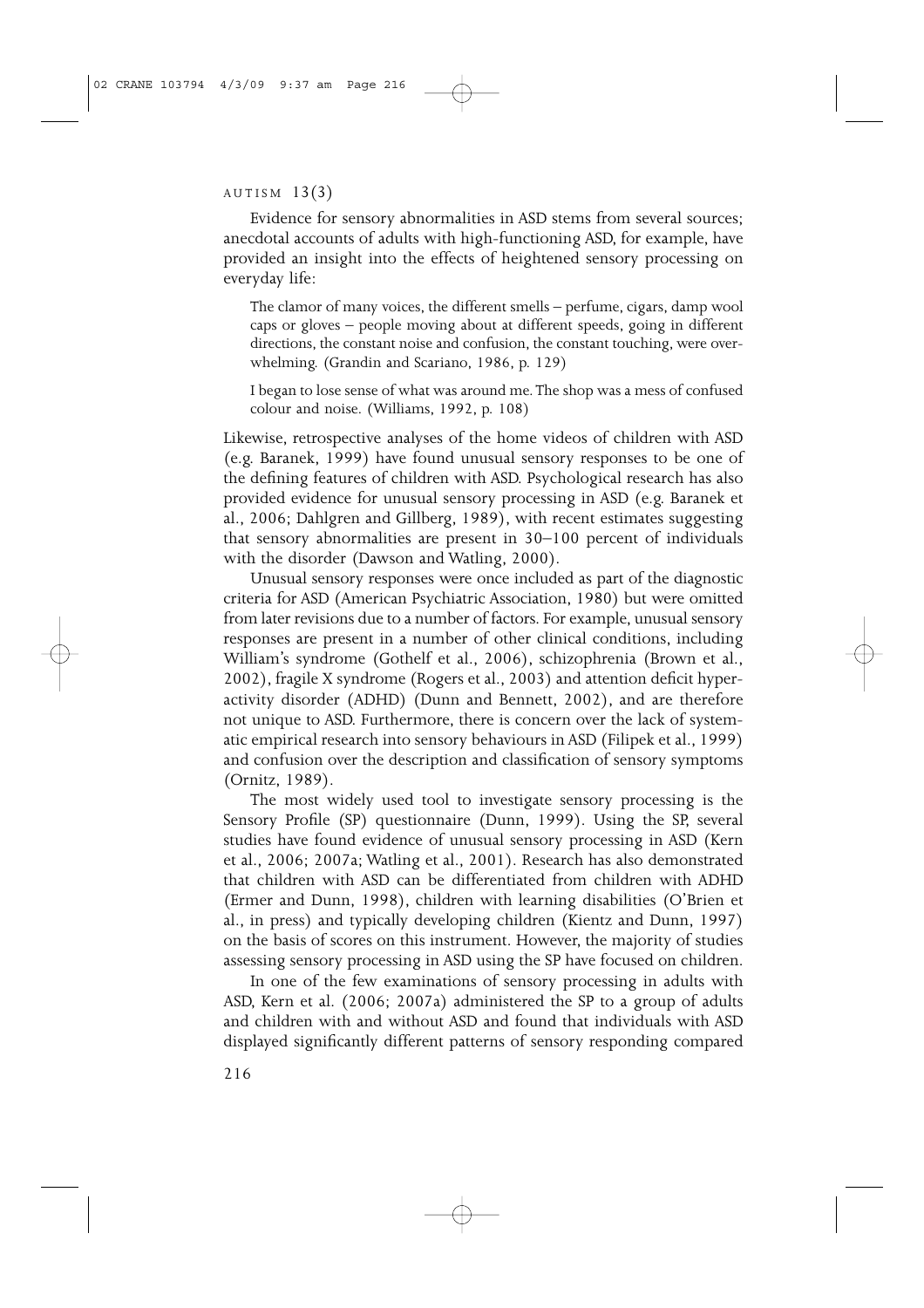Evidence for sensory abnormalities in ASD stems from several sources; anecdotal accounts of adults with high-functioning ASD, for example, have provided an insight into the effects of heightened sensory processing on everyday life:

> The clamor of many voices, the different smells – perfume, cigars, damp wool caps or gloves – people moving about at different speeds, going in different directions, the constant noise and confusion, the constant touching, were overwhelming. (Grandin and Scariano, 1986, p. 129)

> I began to lose sense of what was around me. The shop was a mess of confused colour and noise. (Williams, 1992, p. 108)

Likewise, retrospective analyses of the home videos of children with ASD (e.g. Baranek, 1999) have found unusual sensory responses to be one of the defining features of children with ASD. Psychological research has also provided evidence for unusual sensory processing in ASD (e.g. Baranek et al., 2006; Dahlgren and Gillberg, 1989), with recent estimates suggesting that sensory abnormalities are present in 30–100 percent of individuals with the disorder (Dawson and Watling, 2000).

Unusual sensory responses were once included as part of the diagnostic criteria for ASD (American Psychiatric Association, 1980) but were omitted from later revisions due to a number of factors. For example, unusual sensory responses are present in a number of other clinical conditions, including William's syndrome (Gothelf et al., 2006), schizophrenia (Brown et al., 2002), fragile X syndrome (Rogers et al., 2003) and attention deficit hyperactivity disorder (ADHD) (Dunn and Bennett, 2002), and are therefore not unique to ASD. Furthermore, there is concern over the lack of systematic empirical research into sensory behaviours in ASD (Filipek et al., 1999) and confusion over the description and classification of sensory symptoms (Ornitz, 1989).

The most widely used tool to investigate sensory processing is the Sensory Profile (SP) questionnaire (Dunn, 1999). Using the SP, several studies have found evidence of unusual sensory processing in ASD (Kern et al., 2006; 2007a; Watling et al., 2001). Research has also demonstrated that children with ASD can be differentiated from children with ADHD (Ermer and Dunn, 1998), children with learning disabilities (O'Brien et al., in press) and typically developing children (Kientz and Dunn, 1997) on the basis of scores on this instrument. However, the majority of studies assessing sensory processing in ASD using the SP have focused on children.

In one of the few examinations of sensory processing in adults with ASD, Kern et al. (2006; 2007a) administered the SP to a group of adults and children with and without ASD and found that individuals with ASD displayed significantly different patterns of sensory responding compared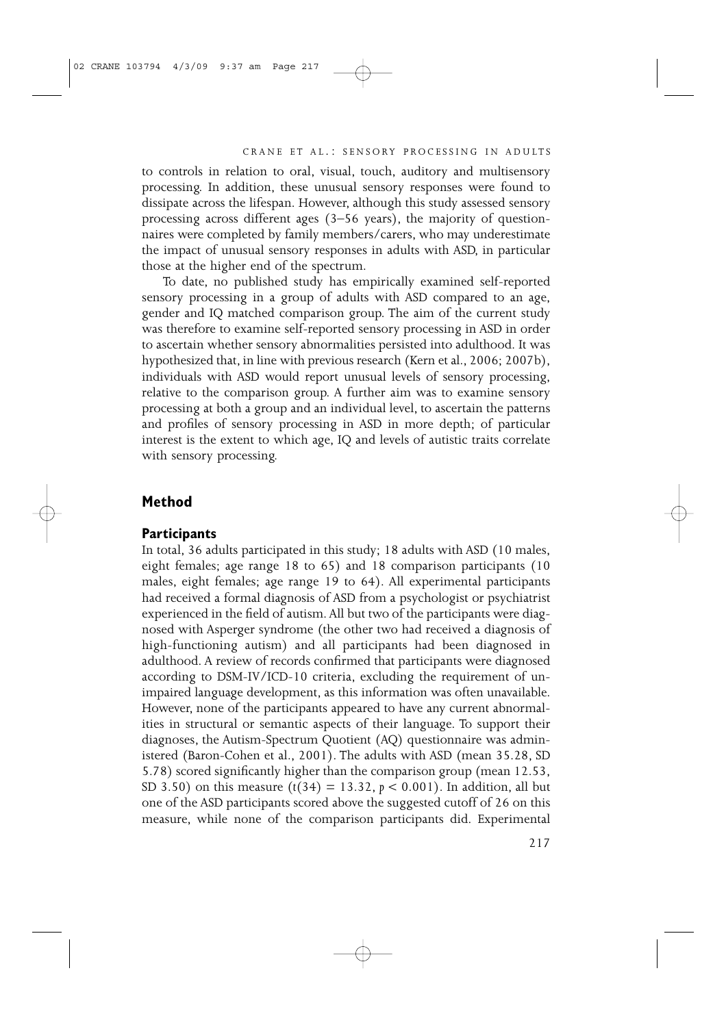to controls in relation to oral, visual, touch, auditory and multisensory processing. In addition, these unusual sensory responses were found to dissipate across the lifespan. However, although this study assessed sensory processing across different ages (3–56 years), the majority of questionnaires were completed by family members/carers, who may underestimate the impact of unusual sensory responses in adults with ASD, in particular those at the higher end of the spectrum.

To date, no published study has empirically examined self-reported sensory processing in a group of adults with ASD compared to an age, gender and IQ matched comparison group. The aim of the current study was therefore to examine self-reported sensory processing in ASD in order to ascertain whether sensory abnormalities persisted into adulthood. It was hypothesized that, in line with previous research (Kern et al., 2006; 2007b), individuals with ASD would report unusual levels of sensory processing, relative to the comparison group. A further aim was to examine sensory processing at both a group and an individual level, to ascertain the patterns and profiles of sensory processing in ASD in more depth; of particular interest is the extent to which age, IQ and levels of autistic traits correlate with sensory processing.

## Method

### Participants

In total, 36 adults participated in this study; 18 adults with ASD (10 males, eight females; age range 18 to 65) and 18 comparison participants (10 males, eight females; age range 19 to 64). All experimental participants had received a formal diagnosis of ASD from a psychologist or psychiatrist experienced in the field of autism. All but two of the participants were diagnosed with Asperger syndrome (the other two had received a diagnosis of high-functioning autism) and all participants had been diagnosed in adulthood. A review of records confirmed that participants were diagnosed according to DSM-IV/ICD-10 criteria, excluding the requirement of unimpaired language development, as this information was often unavailable. However, none of the participants appeared to have any current abnormalities in structural or semantic aspects of their language. To support their diagnoses, the Autism-Spectrum Quotient (AQ) questionnaire was administered (Baron-Cohen et al., 2001). The adults with ASD (mean 35.28, SD 5.78) scored significantly higher than the comparison group (mean 12.53, SD 3.50) on this measure ($t(34) = 13.32$, $p < 0.001$). In addition, all but one of the ASD participants scored above the suggested cutoff of 26 on this measure, while none of the comparison participants did. Experimental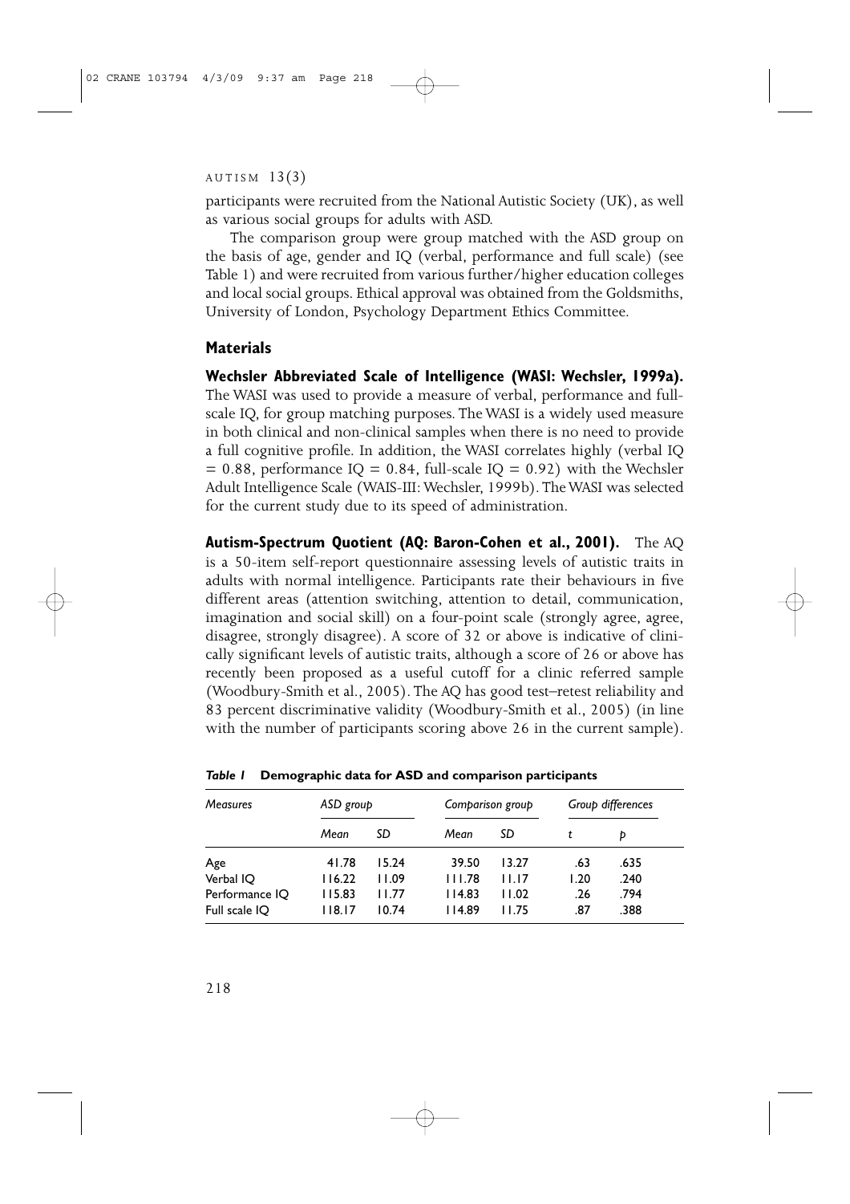participants were recruited from the National Autistic Society (UK), as well as various social groups for adults with ASD.

The comparison group were group matched with the ASD group on the basis of age, gender and IQ (verbal, performance and full scale) (see Table 1) and were recruited from various further/higher education colleges and local social groups. Ethical approval was obtained from the Goldsmiths, University of London, Psychology Department Ethics Committee.

## Materials

**Wechsler Abbreviated Scale of Intelligence (WASI: Wechsler, 1999a).** The WASI was used to provide a measure of verbal, performance and full-scale IQ, for group matching purposes. The WASI is a widely used measure in both clinical and non-clinical samples when there is no need to provide a full cognitive profile. In addition, the WASI correlates highly (verbal IQ = 0.88, performance IQ = 0.84, full-scale IQ = 0.92) with the Wechsler Adult Intelligence Scale (WAIS-III: Wechsler, 1999b). The WASI was selected for the current study due to its speed of administration.

**Autism-Spectrum Quotient (AQ: Baron-Cohen et al., 2001).** The AQ is a 50-item self-report questionnaire assessing levels of autistic traits in adults with normal intelligence. Participants rate their behaviours in five different areas (attention switching, attention to detail, communication, imagination and social skill) on a four-point scale (strongly agree, agree, disagree, strongly disagree). A score of 32 or above is indicative of clinically significant levels of autistic traits, although a score of 26 or above has recently been proposed as a useful cutoff for a clinic referred sample (Woodbury-Smith et al., 2005). The AQ has good test–retest reliability and 83 percent discriminative validity (Woodbury-Smith et al., 2005) (in line with the number of participants scoring above 26 in the current sample).

***Table 1*** **Demographic data for ASD and comparison participants**

| *Measures* | *ASD group* | | *Comparison group* | | *Group differences* | |
|---|---|---|---|---|---|---|
| | *Mean* | *SD* | *Mean* | *SD* | *t* | *p* |
| Age | 41.78 | 15.24 | 39.50 | 13.27 | .63 | .635 |
| Verbal IQ | 116.22 | 11.09 | 111.78 | 11.17 | 1.20 | .240 |
| Performance IQ | 115.83 | 11.77 | 114.83 | 11.02 | .26 | .794 |
| Full scale IQ | 118.17 | 10.74 | 114.89 | 11.75 | .87 | .388 |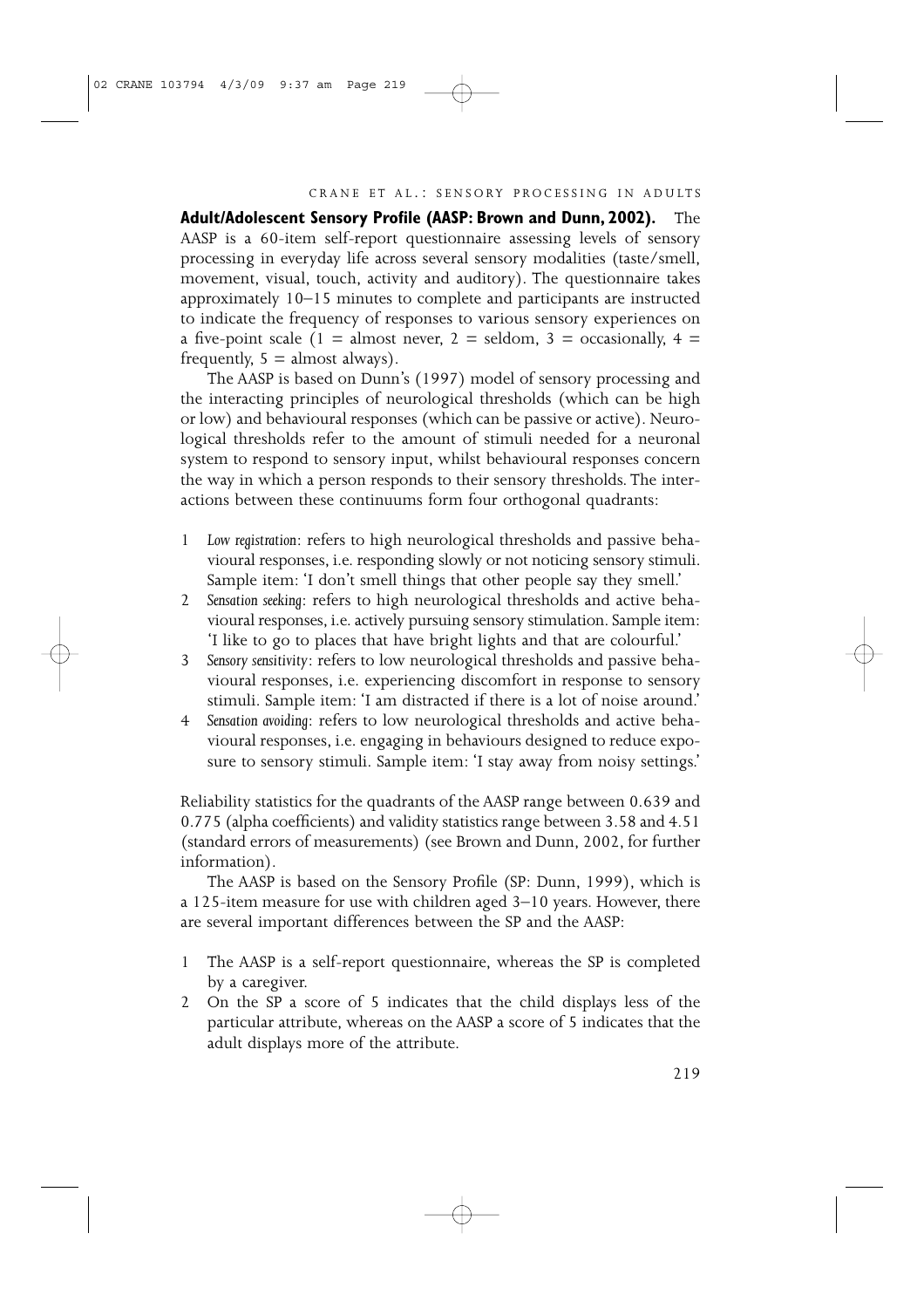**Adult/Adolescent Sensory Profile (AASP: Brown and Dunn, 2002).** The AASP is a 60-item self-report questionnaire assessing levels of sensory processing in everyday life across several sensory modalities (taste/smell, movement, visual, touch, activity and auditory). The questionnaire takes approximately 10–15 minutes to complete and participants are instructed to indicate the frequency of responses to various sensory experiences on a five-point scale (1 = almost never, 2 = seldom, 3 = occasionally, 4 = frequently, 5 = almost always).

The AASP is based on Dunn's (1997) model of sensory processing and the interacting principles of neurological thresholds (which can be high or low) and behavioural responses (which can be passive or active). Neurological thresholds refer to the amount of stimuli needed for a neuronal system to respond to sensory input, whilst behavioural responses concern the way in which a person responds to their sensory thresholds. The interactions between these continuums form four orthogonal quadrants:

1. *Low registration*: refers to high neurological thresholds and passive behavioural responses, i.e. responding slowly or not noticing sensory stimuli. Sample item: 'I don't smell things that other people say they smell.'
2. *Sensation seeking*: refers to high neurological thresholds and active behavioural responses, i.e. actively pursuing sensory stimulation. Sample item: 'I like to go to places that have bright lights and that are colourful.'
3. *Sensory sensitivity*: refers to low neurological thresholds and passive behavioural responses, i.e. experiencing discomfort in response to sensory stimuli. Sample item: 'I am distracted if there is a lot of noise around.'
4. *Sensation avoiding*: refers to low neurological thresholds and active behavioural responses, i.e. engaging in behaviours designed to reduce exposure to sensory stimuli. Sample item: 'I stay away from noisy settings.'

Reliability statistics for the quadrants of the AASP range between 0.639 and 0.775 (alpha coefficients) and validity statistics range between 3.58 and 4.51 (standard errors of measurements) (see Brown and Dunn, 2002, for further information).

The AASP is based on the Sensory Profile (SP: Dunn, 1999), which is a 125-item measure for use with children aged 3–10 years. However, there are several important differences between the SP and the AASP:

1. The AASP is a self-report questionnaire, whereas the SP is completed by a caregiver.
2. On the SP a score of 5 indicates that the child displays less of the particular attribute, whereas on the AASP a score of 5 indicates that the adult displays more of the attribute.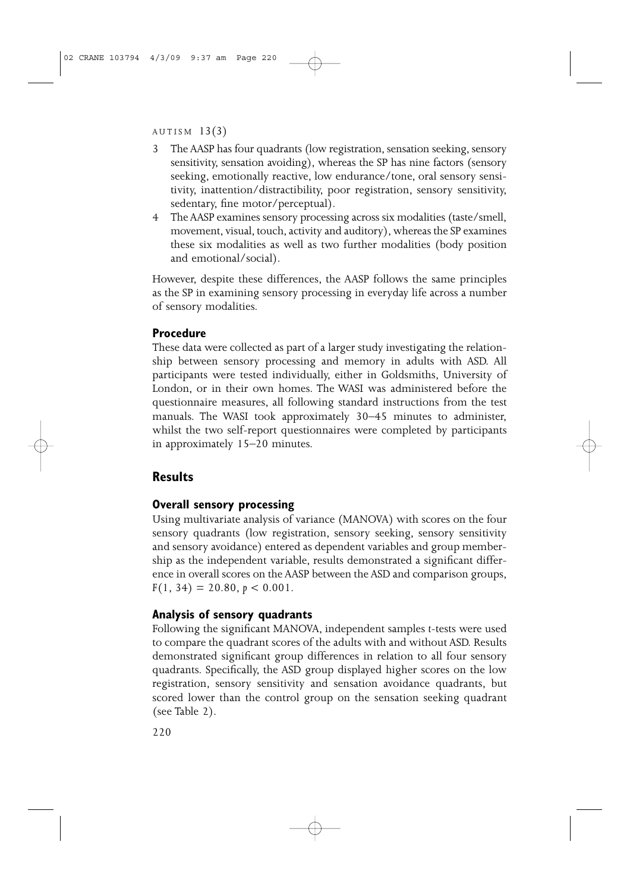3. The AASP has four quadrants (low registration, sensation seeking, sensory sensitivity, sensation avoiding), whereas the SP has nine factors (sensory seeking, emotionally reactive, low endurance/tone, oral sensory sensitivity, inattention/distractibility, poor registration, sensory sensitivity, sedentary, fine motor/perceptual).
4. The AASP examines sensory processing across six modalities (taste/smell, movement, visual, touch, activity and auditory), whereas the SP examines these six modalities as well as two further modalities (body position and emotional/social).

However, despite these differences, the AASP follows the same principles as the SP in examining sensory processing in everyday life across a number of sensory modalities.

### Procedure

These data were collected as part of a larger study investigating the relationship between sensory processing and memory in adults with ASD. All participants were tested individually, either in Goldsmiths, University of London, or in their own homes. The WASI was administered before the questionnaire measures, all following standard instructions from the test manuals. The WASI took approximately 30–45 minutes to administer, whilst the two self-report questionnaires were completed by participants in approximately 15–20 minutes.

## Results

### Overall sensory processing

Using multivariate analysis of variance (MANOVA) with scores on the four sensory quadrants (low registration, sensory seeking, sensory sensitivity and sensory avoidance) entered as dependent variables and group membership as the independent variable, results demonstrated a significant difference in overall scores on the AASP between the ASD and comparison groups, $F(1, 34) = 20.80$, $p < 0.001$.

### Analysis of sensory quadrants

Following the significant MANOVA, independent samples *t*-tests were used to compare the quadrant scores of the adults with and without ASD. Results demonstrated significant group differences in relation to all four sensory quadrants. Specifically, the ASD group displayed higher scores on the low registration, sensory sensitivity and sensation avoidance quadrants, but scored lower than the control group on the sensation seeking quadrant (see Table 2).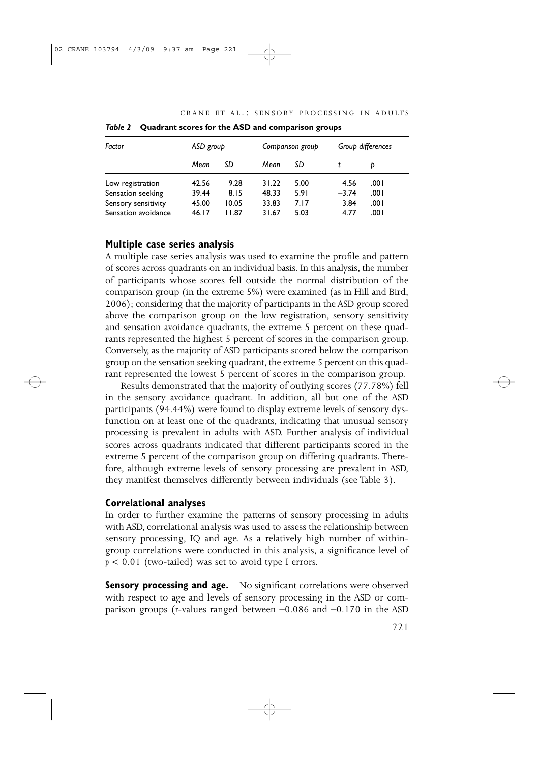*Table 2* **Quadrant scores for the ASD and comparison groups**

| *Factor* | *ASD group* | | *Comparison group* | | *Group differences* | |
|---|---|---|---|---|---|---|
| | *Mean* | *SD* | *Mean* | *SD* | $t$ | $p$ |
| Low registration | 42.56 | 9.28 | 31.22 | 5.00 | 4.56 | .001 |
| Sensation seeking | 39.44 | 8.15 | 48.33 | 5.91 | –3.74 | .001 |
| Sensory sensitivity | 45.00 | 10.05 | 33.83 | 7.17 | 3.84 | .001 |
| Sensation avoidance | 46.17 | 11.87 | 31.67 | 5.03 | 4.77 | .001 |

## Multiple case series analysis

A multiple case series analysis was used to examine the profile and pattern of scores across quadrants on an individual basis. In this analysis, the number of participants whose scores fell outside the normal distribution of the comparison group (in the extreme 5%) were examined (as in Hill and Bird, 2006); considering that the majority of participants in the ASD group scored above the comparison group on the low registration, sensory sensitivity and sensation avoidance quadrants, the extreme 5 percent on these quadrants represented the highest 5 percent of scores in the comparison group. Conversely, as the majority of ASD participants scored below the comparison group on the sensation seeking quadrant, the extreme 5 percent on this quadrant represented the lowest 5 percent of scores in the comparison group.

Results demonstrated that the majority of outlying scores (77.78%) fell in the sensory avoidance quadrant. In addition, all but one of the ASD participants (94.44%) were found to display extreme levels of sensory dysfunction on at least one of the quadrants, indicating that unusual sensory processing is prevalent in adults with ASD. Further analysis of individual scores across quadrants indicated that different participants scored in the extreme 5 percent of the comparison group on differing quadrants. Therefore, although extreme levels of sensory processing are prevalent in ASD, they manifest themselves differently between individuals (see Table 3).

## Correlational analyses

In order to further examine the patterns of sensory processing in adults with ASD, correlational analysis was used to assess the relationship between sensory processing, IQ and age. As a relatively high number of within-group correlations were conducted in this analysis, a significance level of $p < 0.01$ (two-tailed) was set to avoid type I errors.

**Sensory processing and age.** No significant correlations were observed with respect to age and levels of sensory processing in the ASD or comparison groups ($r$-values ranged between $-0.086$ and $-0.170$ in the ASD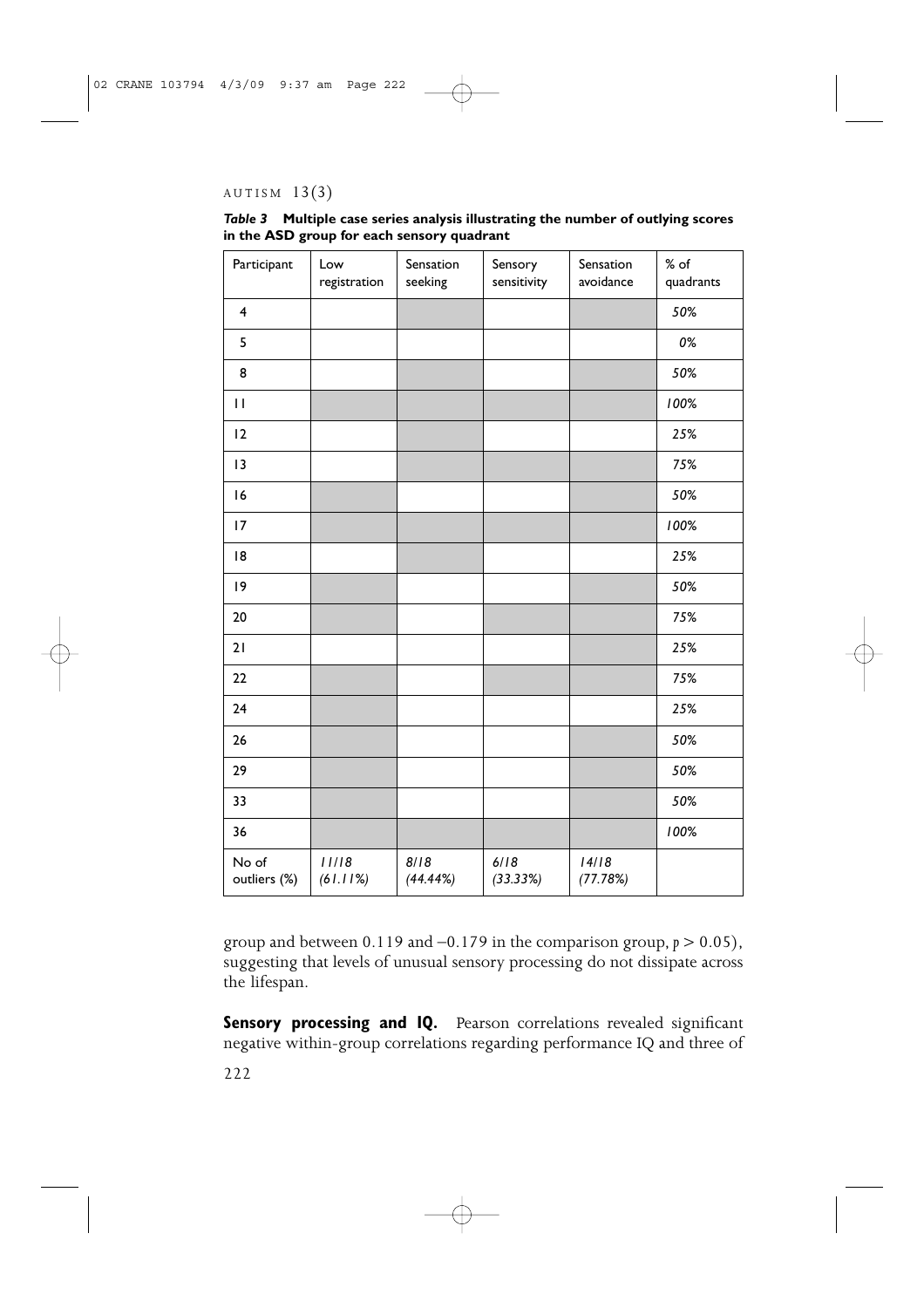*Table 3* **Multiple case series analysis illustrating the number of outlying scores in the ASD group for each sensory quadrant**

| Participant | Low registration | Sensation seeking | Sensory sensitivity | Sensation avoidance | % of quadrants |
|---|---|---|---|---|---|
| 4 | | ■ | | ■ | *50%* |
| 5 | | | | | *0%* |
| 8 | | ■ | | ■ | *50%* |
| 11 | ■ | ■ | ■ | ■ | *100%* |
| 12 | | ■ | | | *25%* |
| 13 | | ■ | ■ | ■ | *75%* |
| 16 | ■ | | | ■ | *50%* |
| 17 | ■ | ■ | ■ | ■ | *100%* |
| 18 | | ■ | | | *25%* |
| 19 | ■ | | | ■ | *50%* |
| 20 | ■ | | ■ | ■ | *75%* |
| 21 | | | | ■ | *25%* |
| 22 | ■ | | ■ | ■ | *75%* |
| 24 | ■ | | | | *25%* |
| 26 | ■ | | | ■ | *50%* |
| 29 | ■ | | | ■ | *50%* |
| 33 | ■ | | | ■ | *50%* |
| 36 | ■ | ■ | ■ | ■ | *100%* |
| No of outliers (%) | *11/18 (61.11%)* | *8/18 (44.44%)* | *6/18 (33.33%)* | *14/18 (77.78%)* | |

group and between 0.119 and −0.179 in the comparison group, $p > 0.05$), suggesting that levels of unusual sensory processing do not dissipate across the lifespan.

**Sensory processing and IQ.** Pearson correlations revealed significant negative within-group correlations regarding performance IQ and three of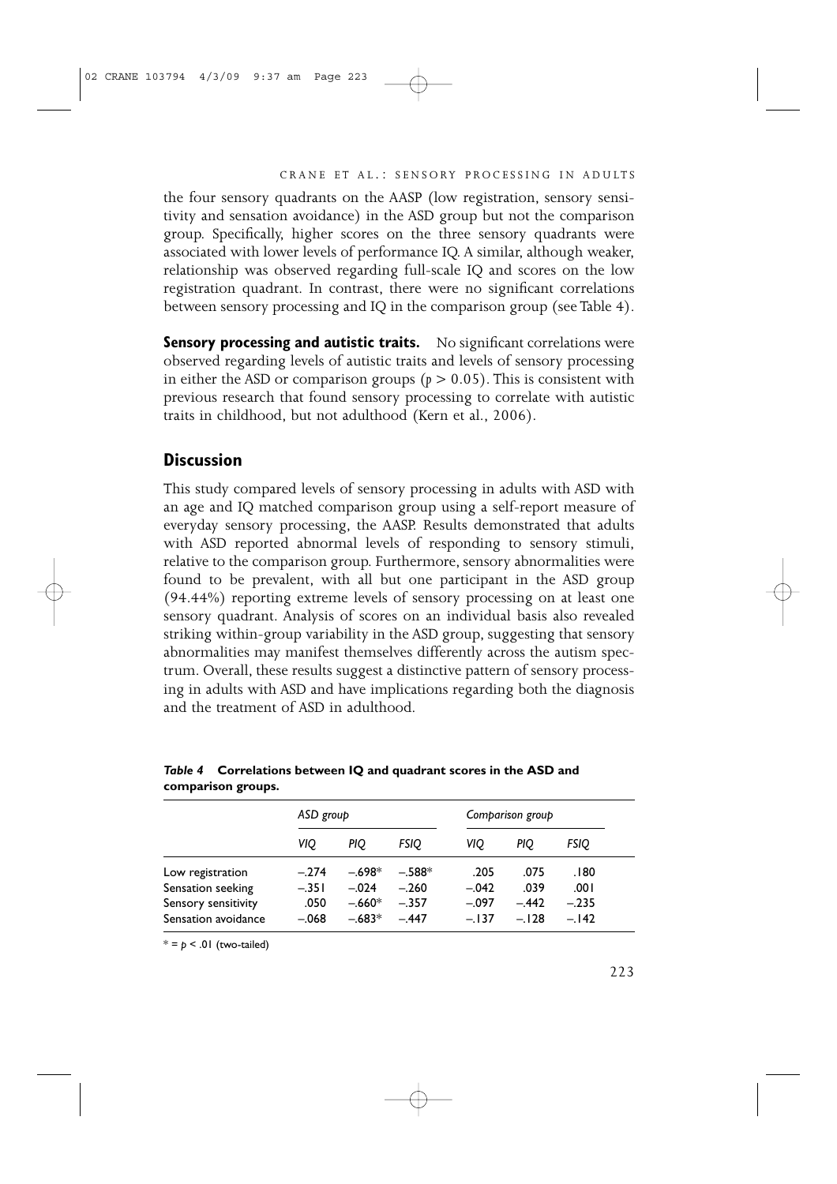the four sensory quadrants on the AASP (low registration, sensory sensitivity and sensation avoidance) in the ASD group but not the comparison group. Specifically, higher scores on the three sensory quadrants were associated with lower levels of performance IQ. A similar, although weaker, relationship was observed regarding full-scale IQ and scores on the low registration quadrant. In contrast, there were no significant correlations between sensory processing and IQ in the comparison group (see Table 4).

**Sensory processing and autistic traits.** No significant correlations were observed regarding levels of autistic traits and levels of sensory processing in either the ASD or comparison groups ($p > 0.05$). This is consistent with previous research that found sensory processing to correlate with autistic traits in childhood, but not adulthood (Kern et al., 2006).

## Discussion

This study compared levels of sensory processing in adults with ASD with an age and IQ matched comparison group using a self-report measure of everyday sensory processing, the AASP. Results demonstrated that adults with ASD reported abnormal levels of responding to sensory stimuli, relative to the comparison group. Furthermore, sensory abnormalities were found to be prevalent, with all but one participant in the ASD group (94.44%) reporting extreme levels of sensory processing on at least one sensory quadrant. Analysis of scores on an individual basis also revealed striking within-group variability in the ASD group, suggesting that sensory abnormalities may manifest themselves differently across the autism spectrum. Overall, these results suggest a distinctive pattern of sensory processing in adults with ASD and have implications regarding both the diagnosis and the treatment of ASD in adulthood.

***Table 4*** **Correlations between IQ and quadrant scores in the ASD and comparison groups.**

| | *ASD group* | | | *Comparison group* | | |
|---|---|---|---|---|---|---|
| | *VIQ* | *PIQ* | *FSIQ* | *VIQ* | *PIQ* | *FSIQ* |
| Low registration | –.274 | –.698* | –.588* | .205 | .075 | .180 |
| Sensation seeking | –.351 | –.024 | –.260 | –.042 | .039 | .001 |
| Sensory sensitivity | .050 | –.660* | –.357 | –.097 | –.442 | –.235 |
| Sensation avoidance | –.068 | –.683* | –.447 | –.137 | –.128 | –.142 |

* = $p < .01$ (two-tailed)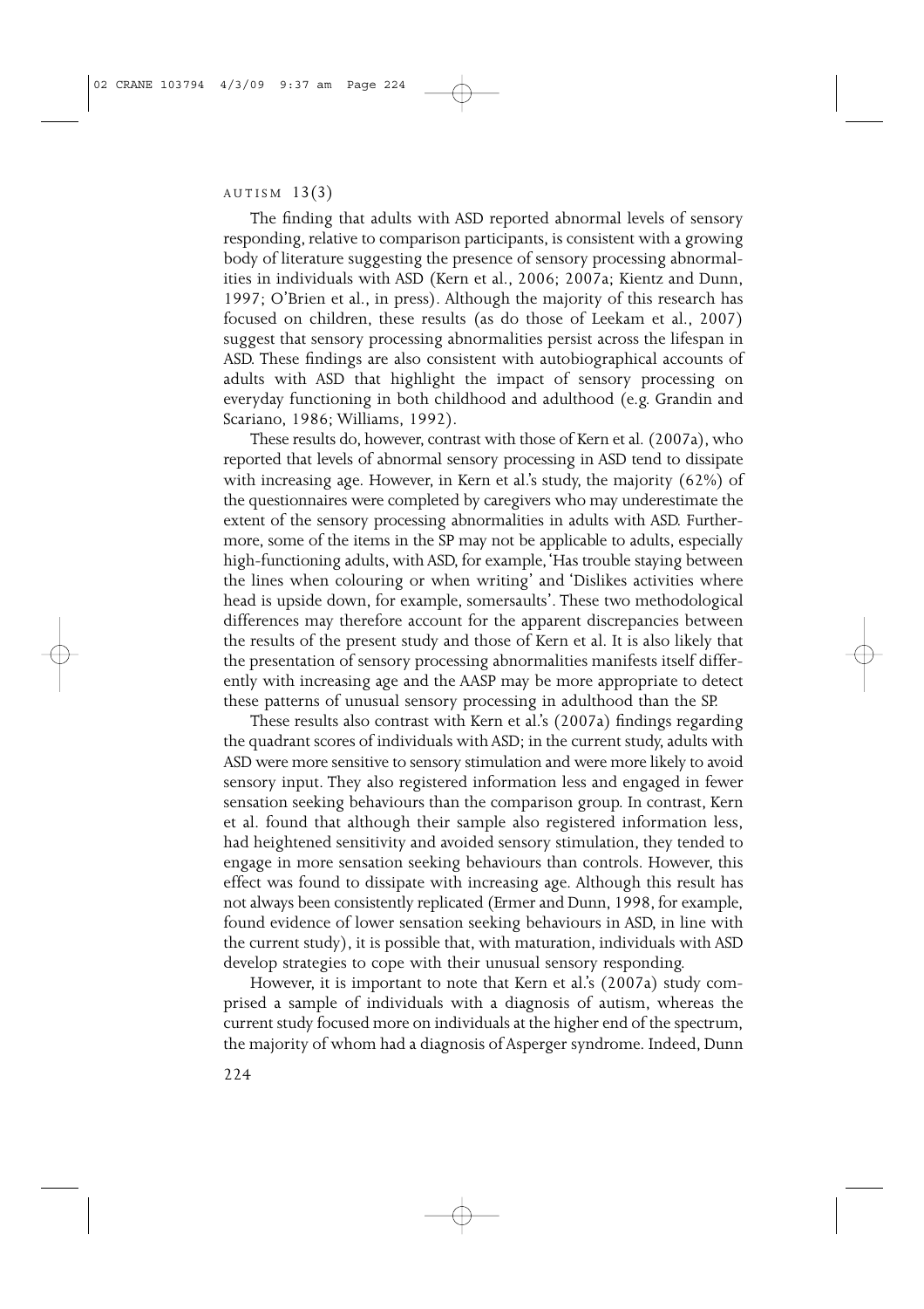The finding that adults with ASD reported abnormal levels of sensory responding, relative to comparison participants, is consistent with a growing body of literature suggesting the presence of sensory processing abnormalities in individuals with ASD (Kern et al., 2006; 2007a; Kientz and Dunn, 1997; O'Brien et al., in press). Although the majority of this research has focused on children, these results (as do those of Leekam et al., 2007) suggest that sensory processing abnormalities persist across the lifespan in ASD. These findings are also consistent with autobiographical accounts of adults with ASD that highlight the impact of sensory processing on everyday functioning in both childhood and adulthood (e.g. Grandin and Scariano, 1986; Williams, 1992).

These results do, however, contrast with those of Kern et al. (2007a), who reported that levels of abnormal sensory processing in ASD tend to dissipate with increasing age. However, in Kern et al.'s study, the majority (62%) of the questionnaires were completed by caregivers who may underestimate the extent of the sensory processing abnormalities in adults with ASD. Furthermore, some of the items in the SP may not be applicable to adults, especially high-functioning adults, with ASD, for example, 'Has trouble staying between the lines when colouring or when writing' and 'Dislikes activities where head is upside down, for example, somersaults'. These two methodological differences may therefore account for the apparent discrepancies between the results of the present study and those of Kern et al. It is also likely that the presentation of sensory processing abnormalities manifests itself differently with increasing age and the AASP may be more appropriate to detect these patterns of unusual sensory processing in adulthood than the SP.

These results also contrast with Kern et al.'s (2007a) findings regarding the quadrant scores of individuals with ASD; in the current study, adults with ASD were more sensitive to sensory stimulation and were more likely to avoid sensory input. They also registered information less and engaged in fewer sensation seeking behaviours than the comparison group. In contrast, Kern et al. found that although their sample also registered information less, had heightened sensitivity and avoided sensory stimulation, they tended to engage in more sensation seeking behaviours than controls. However, this effect was found to dissipate with increasing age. Although this result has not always been consistently replicated (Ermer and Dunn, 1998, for example, found evidence of lower sensation seeking behaviours in ASD, in line with the current study), it is possible that, with maturation, individuals with ASD develop strategies to cope with their unusual sensory responding.

However, it is important to note that Kern et al.'s (2007a) study comprised a sample of individuals with a diagnosis of autism, whereas the current study focused more on individuals at the higher end of the spectrum, the majority of whom had a diagnosis of Asperger syndrome. Indeed, Dunn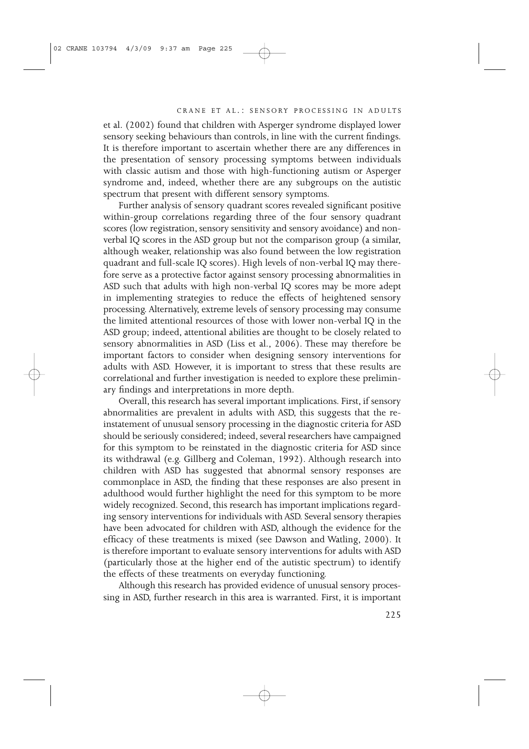et al. (2002) found that children with Asperger syndrome displayed lower sensory seeking behaviours than controls, in line with the current findings. It is therefore important to ascertain whether there are any differences in the presentation of sensory processing symptoms between individuals with classic autism and those with high-functioning autism or Asperger syndrome and, indeed, whether there are any subgroups on the autistic spectrum that present with different sensory symptoms.

Further analysis of sensory quadrant scores revealed significant positive within-group correlations regarding three of the four sensory quadrant scores (low registration, sensory sensitivity and sensory avoidance) and non-verbal IQ scores in the ASD group but not the comparison group (a similar, although weaker, relationship was also found between the low registration quadrant and full-scale IQ scores). High levels of non-verbal IQ may therefore serve as a protective factor against sensory processing abnormalities in ASD such that adults with high non-verbal IQ scores may be more adept in implementing strategies to reduce the effects of heightened sensory processing. Alternatively, extreme levels of sensory processing may consume the limited attentional resources of those with lower non-verbal IQ in the ASD group; indeed, attentional abilities are thought to be closely related to sensory abnormalities in ASD (Liss et al., 2006). These may therefore be important factors to consider when designing sensory interventions for adults with ASD. However, it is important to stress that these results are correlational and further investigation is needed to explore these preliminary findings and interpretations in more depth.

Overall, this research has several important implications. First, if sensory abnormalities are prevalent in adults with ASD, this suggests that the re-instatement of unusual sensory processing in the diagnostic criteria for ASD should be seriously considered; indeed, several researchers have campaigned for this symptom to be reinstated in the diagnostic criteria for ASD since its withdrawal (e.g. Gillberg and Coleman, 1992). Although research into children with ASD has suggested that abnormal sensory responses are commonplace in ASD, the finding that these responses are also present in adulthood would further highlight the need for this symptom to be more widely recognized. Second, this research has important implications regarding sensory interventions for individuals with ASD. Several sensory therapies have been advocated for children with ASD, although the evidence for the efficacy of these treatments is mixed (see Dawson and Watling, 2000). It is therefore important to evaluate sensory interventions for adults with ASD (particularly those at the higher end of the autistic spectrum) to identify the effects of these treatments on everyday functioning.

Although this research has provided evidence of unusual sensory processing in ASD, further research in this area is warranted. First, it is important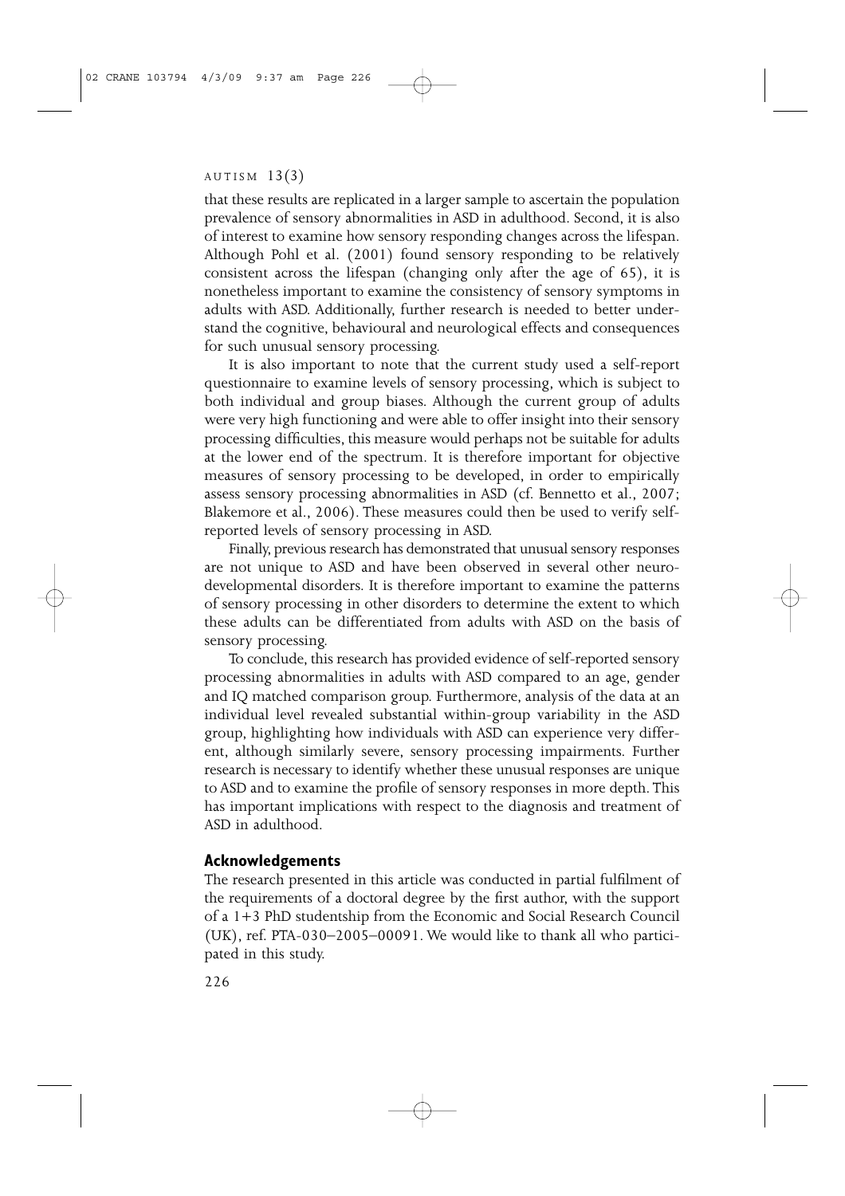that these results are replicated in a larger sample to ascertain the population prevalence of sensory abnormalities in ASD in adulthood. Second, it is also of interest to examine how sensory responding changes across the lifespan. Although Pohl et al. (2001) found sensory responding to be relatively consistent across the lifespan (changing only after the age of 65), it is nonetheless important to examine the consistency of sensory symptoms in adults with ASD. Additionally, further research is needed to better understand the cognitive, behavioural and neurological effects and consequences for such unusual sensory processing.

It is also important to note that the current study used a self-report questionnaire to examine levels of sensory processing, which is subject to both individual and group biases. Although the current group of adults were very high functioning and were able to offer insight into their sensory processing difficulties, this measure would perhaps not be suitable for adults at the lower end of the spectrum. It is therefore important for objective measures of sensory processing to be developed, in order to empirically assess sensory processing abnormalities in ASD (cf. Bennetto et al., 2007; Blakemore et al., 2006). These measures could then be used to verify self-reported levels of sensory processing in ASD.

Finally, previous research has demonstrated that unusual sensory responses are not unique to ASD and have been observed in several other neurodevelopmental disorders. It is therefore important to examine the patterns of sensory processing in other disorders to determine the extent to which these adults can be differentiated from adults with ASD on the basis of sensory processing.

To conclude, this research has provided evidence of self-reported sensory processing abnormalities in adults with ASD compared to an age, gender and IQ matched comparison group. Furthermore, analysis of the data at an individual level revealed substantial within-group variability in the ASD group, highlighting how individuals with ASD can experience very different, although similarly severe, sensory processing impairments. Further research is necessary to identify whether these unusual responses are unique to ASD and to examine the profile of sensory responses in more depth. This has important implications with respect to the diagnosis and treatment of ASD in adulthood.

## Acknowledgements

The research presented in this article was conducted in partial fulfilment of the requirements of a doctoral degree by the first author, with the support of a 1+3 PhD studentship from the Economic and Social Research Council (UK), ref. PTA-030–2005–00091. We would like to thank all who participated in this study.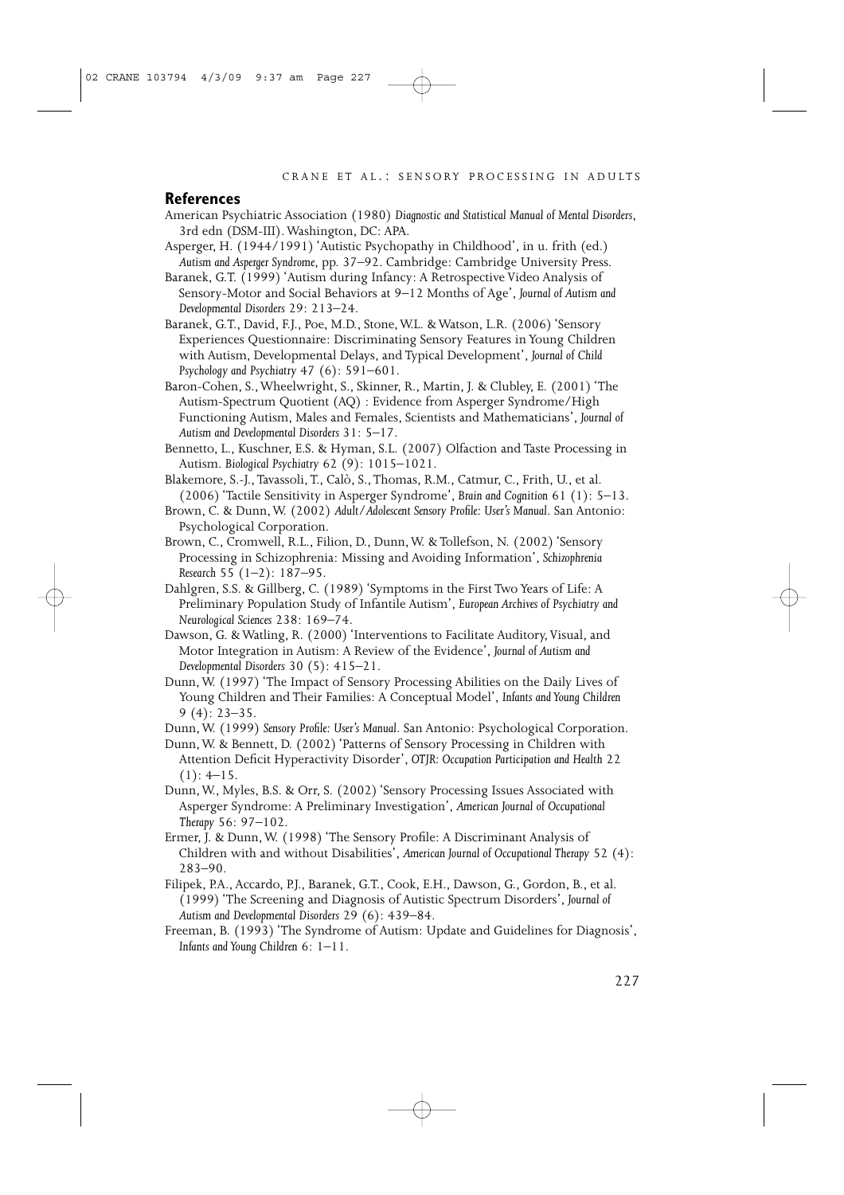## References

American Psychiatric Association (1980) *Diagnostic and Statistical Manual of Mental Disorders*, 3rd edn (DSM-III). Washington, DC: APA.

Asperger, H. (1944/1991) 'Autistic Psychopathy in Childhood', in u. frith (ed.) *Autism and Asperger Syndrome*, pp. 37–92. Cambridge: Cambridge University Press.

Baranek, G.T. (1999) 'Autism during Infancy: A Retrospective Video Analysis of Sensory-Motor and Social Behaviors at 9–12 Months of Age', *Journal of Autism and Developmental Disorders* 29: 213–24.

Baranek, G.T., David, F.J., Poe, M.D., Stone, W.L. & Watson, L.R. (2006) 'Sensory Experiences Questionnaire: Discriminating Sensory Features in Young Children with Autism, Developmental Delays, and Typical Development', *Journal of Child Psychology and Psychiatry* 47 (6): 591–601.

Baron-Cohen, S., Wheelwright, S., Skinner, R., Martin, J. & Clubley, E. (2001) 'The Autism-Spectrum Quotient (AQ) : Evidence from Asperger Syndrome/High Functioning Autism, Males and Females, Scientists and Mathematicians', *Journal of Autism and Developmental Disorders* 31: 5–17.

Bennetto, L., Kuschner, E.S. & Hyman, S.L. (2007) Olfaction and Taste Processing in Autism. *Biological Psychiatry* 62 (9): 1015–1021.

Blakemore, S.-J., Tavassoli, T., Calò, S., Thomas, R.M., Catmur, C., Frith, U., et al. (2006) 'Tactile Sensitivity in Asperger Syndrome', *Brain and Cognition* 61 (1): 5–13.

Brown, C. & Dunn, W. (2002) *Adult/Adolescent Sensory Profile: User's Manual*. San Antonio: Psychological Corporation.

Brown, C., Cromwell, R.L., Filion, D., Dunn, W. & Tollefson, N. (2002) 'Sensory Processing in Schizophrenia: Missing and Avoiding Information', *Schizophrenia Research* 55 (1–2): 187–95.

Dahlgren, S.S. & Gillberg, C. (1989) 'Symptoms in the First Two Years of Life: A Preliminary Population Study of Infantile Autism', *European Archives of Psychiatry and Neurological Sciences* 238: 169–74.

Dawson, G. & Watling, R. (2000) 'Interventions to Facilitate Auditory, Visual, and Motor Integration in Autism: A Review of the Evidence', *Journal of Autism and Developmental Disorders* 30 (5): 415–21.

Dunn, W. (1997) 'The Impact of Sensory Processing Abilities on the Daily Lives of Young Children and Their Families: A Conceptual Model', *Infants and Young Children* 9 (4): 23–35.

Dunn, W. (1999) *Sensory Profile: User's Manual*. San Antonio: Psychological Corporation.

Dunn, W. & Bennett, D. (2002) 'Patterns of Sensory Processing in Children with Attention Deficit Hyperactivity Disorder', *OTJR: Occupation Participation and Health* 22 (1): 4–15.

Dunn, W., Myles, B.S. & Orr, S. (2002) 'Sensory Processing Issues Associated with Asperger Syndrome: A Preliminary Investigation', *American Journal of Occupational Therapy* 56: 97–102.

Ermer, J. & Dunn, W. (1998) 'The Sensory Profile: A Discriminant Analysis of Children with and without Disabilities', *American Journal of Occupational Therapy* 52 (4): 283–90.

Filipek, P.A., Accardo, P.J., Baranek, G.T., Cook, E.H., Dawson, G., Gordon, B., et al. (1999) 'The Screening and Diagnosis of Autistic Spectrum Disorders', *Journal of Autism and Developmental Disorders* 29 (6): 439–84.

Freeman, B. (1993) 'The Syndrome of Autism: Update and Guidelines for Diagnosis', *Infants and Young Children* 6: 1–11.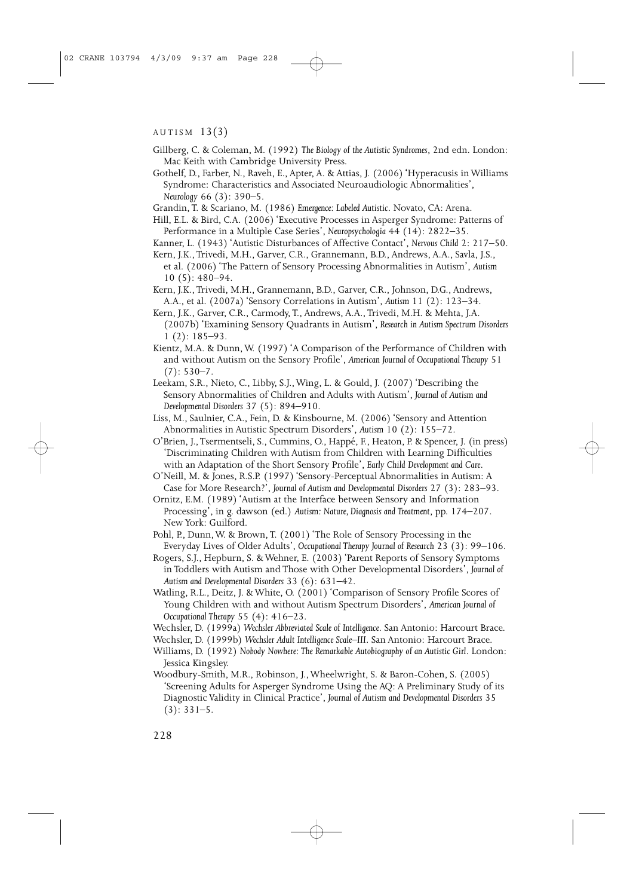Gillberg, C. & Coleman, M. (1992) *The Biology of the Autistic Syndromes*, 2nd edn. London: Mac Keith with Cambridge University Press.

Gothelf, D., Farber, N., Raveh, E., Apter, A. & Attias, J. (2006) 'Hyperacusis in Williams Syndrome: Characteristics and Associated Neuroaudiologic Abnormalities', *Neurology* 66 (3): 390–5.

Grandin, T. & Scariano, M. (1986) *Emergence: Labeled Autistic*. Novato, CA: Arena.

Hill, E.L. & Bird, C.A. (2006) 'Executive Processes in Asperger Syndrome: Patterns of Performance in a Multiple Case Series', *Neuropsychologia* 44 (14): 2822–35.

Kanner, L. (1943) 'Autistic Disturbances of Affective Contact', *Nervous Child* 2: 217–50.

Kern, J.K., Trivedi, M.H., Garver, C.R., Grannemann, B.D., Andrews, A.A., Savla, J.S., et al. (2006) 'The Pattern of Sensory Processing Abnormalities in Autism', *Autism* 10 (5): 480–94.

Kern, J.K., Trivedi, M.H., Grannemann, B.D., Garver, C.R., Johnson, D.G., Andrews, A.A., et al. (2007a) 'Sensory Correlations in Autism', *Autism* 11 (2): 123–34.

Kern, J.K., Garver, C.R., Carmody, T., Andrews, A.A., Trivedi, M.H. & Mehta, J.A. (2007b) 'Examining Sensory Quadrants in Autism', *Research in Autism Spectrum Disorders* 1 (2): 185–93.

Kientz, M.A. & Dunn, W. (1997) 'A Comparison of the Performance of Children with and without Autism on the Sensory Profile', *American Journal of Occupational Therapy* 51 (7): 530–7.

Leekam, S.R., Nieto, C., Libby, S.J., Wing, L. & Gould, J. (2007) 'Describing the Sensory Abnormalities of Children and Adults with Autism', *Journal of Autism and Developmental Disorders* 37 (5): 894–910.

Liss, M., Saulnier, C.A., Fein, D. & Kinsbourne, M. (2006) 'Sensory and Attention Abnormalities in Autistic Spectrum Disorders', *Autism* 10 (2): 155–72.

O'Brien, J., Tsermentseli, S., Cummins, O., Happé, F., Heaton, P. & Spencer, J. (in press) 'Discriminating Children with Autism from Children with Learning Difficulties with an Adaptation of the Short Sensory Profile', *Early Child Development and Care*.

O'Neill, M. & Jones, R.S.P. (1997) 'Sensory-Perceptual Abnormalities in Autism: A Case for More Research?', *Journal of Autism and Developmental Disorders* 27 (3): 283–93.

Ornitz, E.M. (1989) 'Autism at the Interface between Sensory and Information Processing', in g. dawson (ed.) *Autism: Nature, Diagnosis and Treatment*, pp. 174–207. New York: Guilford.

Pohl, P., Dunn, W. & Brown, T. (2001) 'The Role of Sensory Processing in the Everyday Lives of Older Adults', *Occupational Therapy Journal of Research* 23 (3): 99–106.

Rogers, S.J., Hepburn, S. & Wehner, E. (2003) 'Parent Reports of Sensory Symptoms in Toddlers with Autism and Those with Other Developmental Disorders', *Journal of Autism and Developmental Disorders* 33 (6): 631–42.

Watling, R.L., Deitz, J. & White, O. (2001) 'Comparison of Sensory Profile Scores of Young Children with and without Autism Spectrum Disorders', *American Journal of Occupational Therapy* 55 (4): 416–23.

Wechsler, D. (1999a) *Wechsler Abbreviated Scale of Intelligence*. San Antonio: Harcourt Brace.

Wechsler, D. (1999b) *Wechsler Adult Intelligence Scale–III*. San Antonio: Harcourt Brace.

Williams, D. (1992) *Nobody Nowhere: The Remarkable Autobiography of an Autistic Girl*. London: Jessica Kingsley.

Woodbury-Smith, M.R., Robinson, J., Wheelwright, S. & Baron-Cohen, S. (2005) 'Screening Adults for Asperger Syndrome Using the AQ: A Preliminary Study of its Diagnostic Validity in Clinical Practice', *Journal of Autism and Developmental Disorders* 35 (3): 331–5.